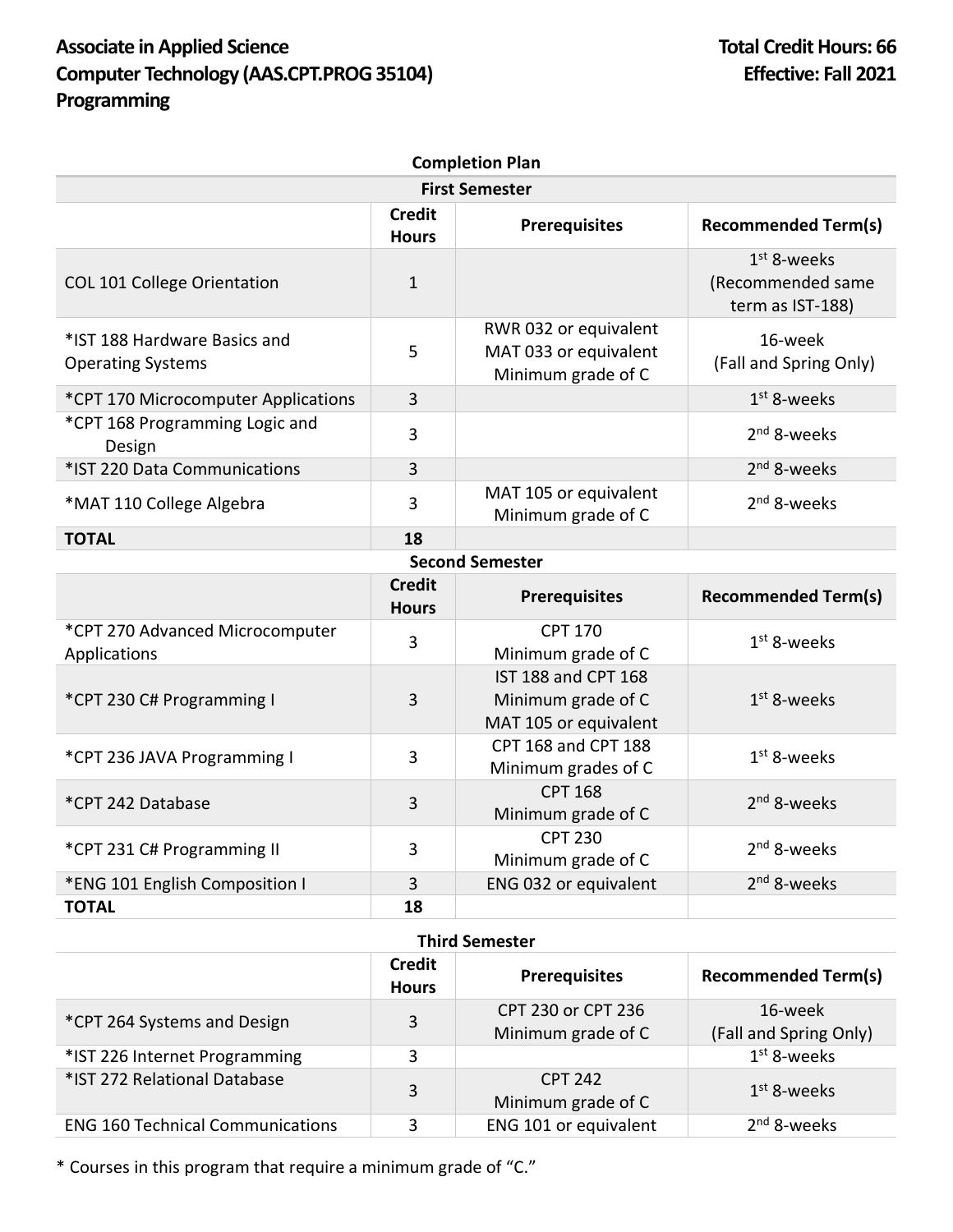**Associate in Applied Science**
**Computer Technology (AAS.CPT.PROG 35104)**
**Programming**

**Total Credit Hours: 66**
**Effective: Fall 2021**

**Completion Plan**

| First Semester | | | |
|---|---|---|---|
| | **Credit Hours** | **Prerequisites** | **Recommended Term(s)** |
| COL 101 College Orientation | 1 | | 1st 8-weeks (Recommended same term as IST-188) |
| *IST 188 Hardware Basics and Operating Systems | 5 | RWR 032 or equivalent MAT 033 or equivalent Minimum grade of C | 16-week (Fall and Spring Only) |
| *CPT 170 Microcomputer Applications | 3 | | 1st 8-weeks |
| *CPT 168 Programming Logic and Design | 3 | | 2nd 8-weeks |
| *IST 220 Data Communications | 3 | | 2nd 8-weeks |
| *MAT 110 College Algebra | 3 | MAT 105 or equivalent Minimum grade of C | 2nd 8-weeks |
| **TOTAL** | **18** | | |

| Second Semester | | | |
|---|---|---|---|
| | **Credit Hours** | **Prerequisites** | **Recommended Term(s)** |
| *CPT 270 Advanced Microcomputer Applications | 3 | CPT 170 Minimum grade of C | 1st 8-weeks |
| *CPT 230 C# Programming I | 3 | IST 188 and CPT 168 Minimum grade of C MAT 105 or equivalent | 1st 8-weeks |
| *CPT 236 JAVA Programming I | 3 | CPT 168 and CPT 188 Minimum grades of C | 1st 8-weeks |
| *CPT 242 Database | 3 | CPT 168 Minimum grade of C | 2nd 8-weeks |
| *CPT 231 C# Programming II | 3 | CPT 230 Minimum grade of C | 2nd 8-weeks |
| *ENG 101 English Composition I | 3 | ENG 032 or equivalent | 2nd 8-weeks |
| **TOTAL** | **18** | | |

| Third Semester | | | |
|---|---|---|---|
| | **Credit Hours** | **Prerequisites** | **Recommended Term(s)** |
| *CPT 264 Systems and Design | 3 | CPT 230 or CPT 236 Minimum grade of C | 16-week (Fall and Spring Only) |
| *IST 226 Internet Programming | 3 | | 1st 8-weeks |
| *IST 272 Relational Database | 3 | CPT 242 Minimum grade of C | 1st 8-weeks |
| ENG 160 Technical Communications | 3 | ENG 101 or equivalent | 2nd 8-weeks |

* Courses in this program that require a minimum grade of "C."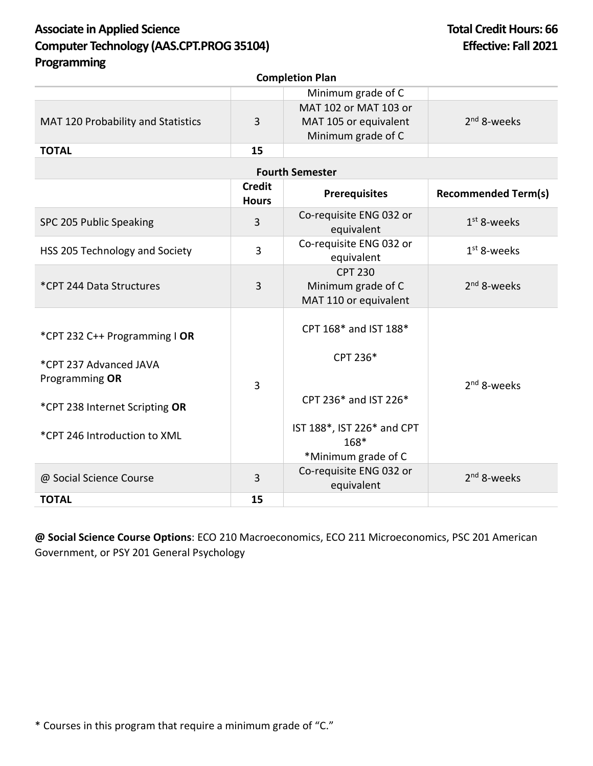**Associate in Applied Science**
**Computer Technology (AAS.CPT.PROG 35104)**
**Programming**

**Total Credit Hours: 66**
**Effective: Fall 2021**

**Completion Plan**

| | | | |
|---|---|---|---|
| | | Minimum grade of C | |
| MAT 120 Probability and Statistics | 3 | MAT 102 or MAT 103 or MAT 105 or equivalent Minimum grade of C | 2nd 8-weeks |
| **TOTAL** | **15** | | |

**Fourth Semester**

| | Credit Hours | Prerequisites | Recommended Term(s) |
|---|---|---|---|
| SPC 205 Public Speaking | 3 | Co-requisite ENG 032 or equivalent | 1st 8-weeks |
| HSS 205 Technology and Society | 3 | Co-requisite ENG 032 or equivalent | 1st 8-weeks |
| *CPT 244 Data Structures | 3 | CPT 230 Minimum grade of C MAT 110 or equivalent | 2nd 8-weeks |
| *CPT 232 C++ Programming I **OR** *CPT 237 Advanced JAVA Programming **OR** *CPT 238 Internet Scripting **OR** *CPT 246 Introduction to XML | 3 | CPT 168* and IST 188* CPT 236* CPT 236* and IST 226* IST 188*, IST 226* and CPT 168* *Minimum grade of C | 2nd 8-weeks |
| @ Social Science Course | 3 | Co-requisite ENG 032 or equivalent | 2nd 8-weeks |
| **TOTAL** | **15** | | |

**@ Social Science Course Options**: ECO 210 Macroeconomics, ECO 211 Microeconomics, PSC 201 American Government, or PSY 201 General Psychology

* Courses in this program that require a minimum grade of "C."